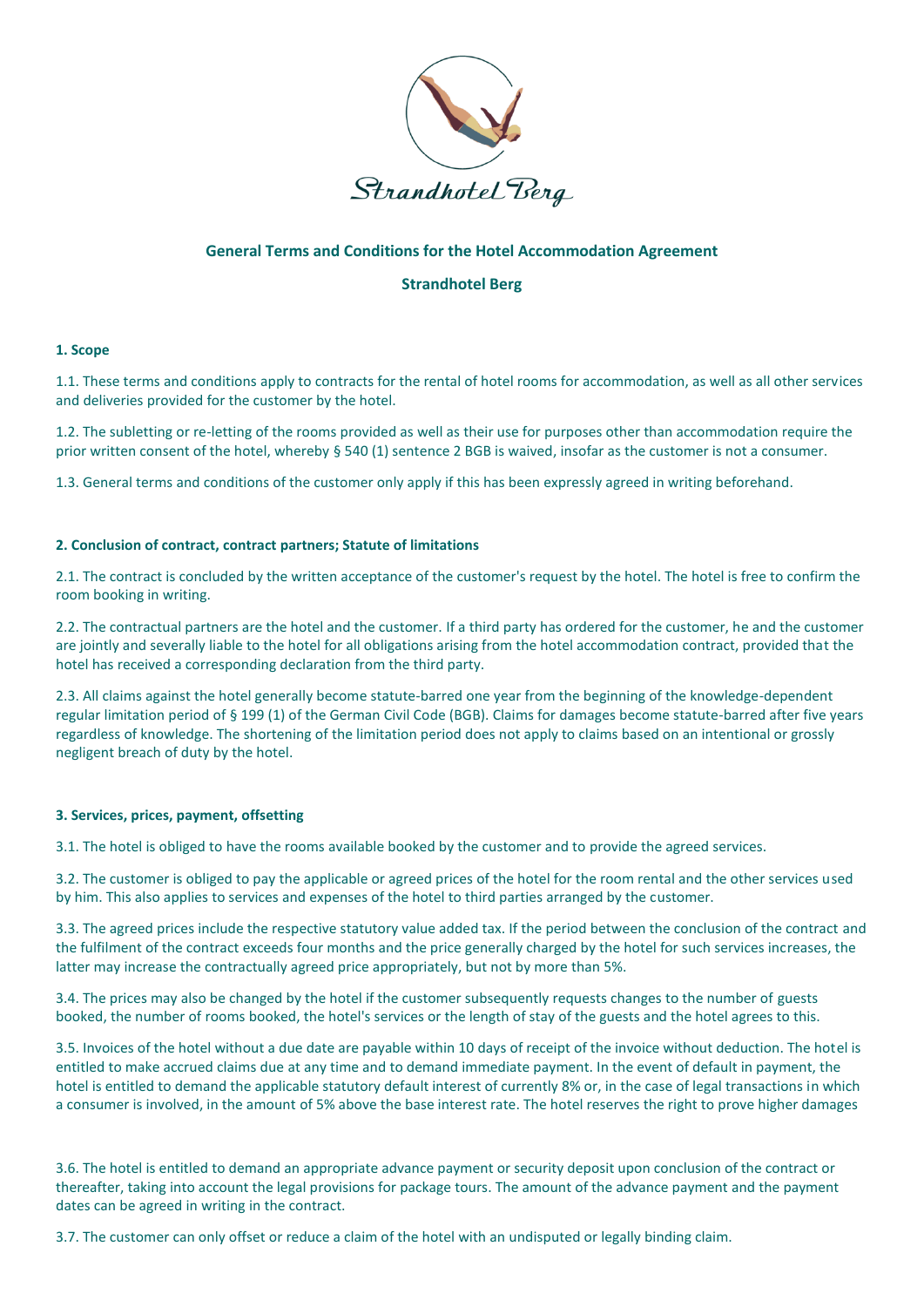Strandhotel Berg

# General Terms and Conditions for the Hotel Accommodation Agreement

## Strandhotel Berg

### 1. Scope

1.1. These terms and conditions apply to contracts for the rental of hotel rooms for accommodation, as well as all other services and deliveries provided for the customer by the hotel.

1.2. The subletting or re-letting of the rooms provided as well as their use for purposes other than accommodation require the prior written consent of the hotel, whereby § 540 (1) sentence 2 BGB is waived, insofar as the customer is not a consumer.

1.3. General terms and conditions of the customer only apply if this has been expressly agreed in writing beforehand.

### 2. Conclusion of contract, contract partners; Statute of limitations

2.1. The contract is concluded by the written acceptance of the customer's request by the hotel. The hotel is free to confirm the room booking in writing.

2.2. The contractual partners are the hotel and the customer. If a third party has ordered for the customer, he and the customer are jointly and severally liable to the hotel for all obligations arising from the hotel accommodation contract, provided that the hotel has received a corresponding declaration from the third party.

2.3. All claims against the hotel generally become statute-barred one year from the beginning of the knowledge-dependent regular limitation period of § 199 (1) of the German Civil Code (BGB). Claims for damages become statute-barred after five years regardless of knowledge. The shortening of the limitation period does not apply to claims based on an intentional or grossly negligent breach of duty by the hotel.

### 3. Services, prices, payment, offsetting

3.1. The hotel is obliged to have the rooms available booked by the customer and to provide the agreed services.

3.2. The customer is obliged to pay the applicable or agreed prices of the hotel for the room rental and the other services used by him. This also applies to services and expenses of the hotel to third parties arranged by the customer.

3.3. The agreed prices include the respective statutory value added tax. If the period between the conclusion of the contract and the fulfilment of the contract exceeds four months and the price generally charged by the hotel for such services increases, the latter may increase the contractually agreed price appropriately, but not by more than 5%.

3.4. The prices may also be changed by the hotel if the customer subsequently requests changes to the number of guests booked, the number of rooms booked, the hotel's services or the length of stay of the guests and the hotel agrees to this.

3.5. Invoices of the hotel without a due date are payable within 10 days of receipt of the invoice without deduction. The hotel is entitled to make accrued claims due at any time and to demand immediate payment. In the event of default in payment, the hotel is entitled to demand the applicable statutory default interest of currently 8% or, in the case of legal transactions in which a consumer is involved, in the amount of 5% above the base interest rate. The hotel reserves the right to prove higher damages

3.6. The hotel is entitled to demand an appropriate advance payment or security deposit upon conclusion of the contract or thereafter, taking into account the legal provisions for package tours. The amount of the advance payment and the payment dates can be agreed in writing in the contract.

3.7. The customer can only offset or reduce a claim of the hotel with an undisputed or legally binding claim.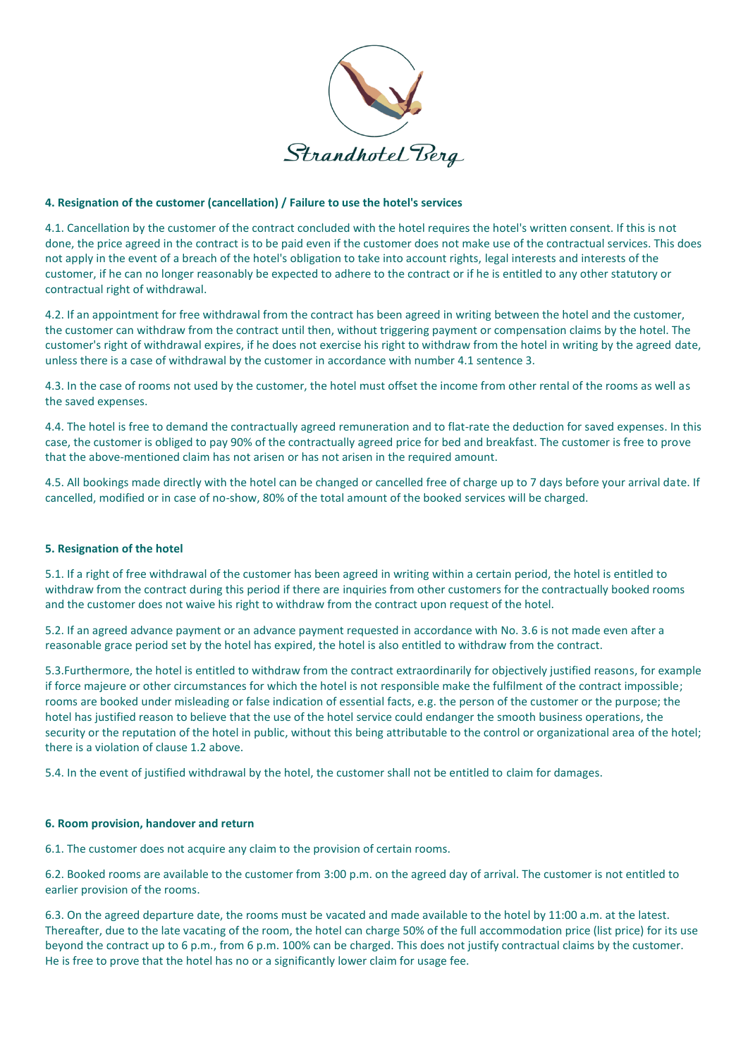### 4. Resignation of the customer (cancellation) / Failure to use the hotel's services

4.1. Cancellation by the customer of the contract concluded with the hotel requires the hotel's written consent. If this is not done, the price agreed in the contract is to be paid even if the customer does not make use of the contractual services. This does not apply in the event of a breach of the hotel's obligation to take into account rights, legal interests and interests of the customer, if he can no longer reasonably be expected to adhere to the contract or if he is entitled to any other statutory or contractual right of withdrawal.

4.2. If an appointment for free withdrawal from the contract has been agreed in writing between the hotel and the customer, the customer can withdraw from the contract until then, without triggering payment or compensation claims by the hotel. The customer's right of withdrawal expires, if he does not exercise his right to withdraw from the hotel in writing by the agreed date, unless there is a case of withdrawal by the customer in accordance with number 4.1 sentence 3.

4.3. In the case of rooms not used by the customer, the hotel must offset the income from other rental of the rooms as well as the saved expenses.

4.4. The hotel is free to demand the contractually agreed remuneration and to flat-rate the deduction for saved expenses. In this case, the customer is obliged to pay 90% of the contractually agreed price for bed and breakfast. The customer is free to prove that the above-mentioned claim has not arisen or has not arisen in the required amount.

4.5. All bookings made directly with the hotel can be changed or cancelled free of charge up to 7 days before your arrival date. If cancelled, modified or in case of no-show, 80% of the total amount of the booked services will be charged.

### 5. Resignation of the hotel

5.1. If a right of free withdrawal of the customer has been agreed in writing within a certain period, the hotel is entitled to withdraw from the contract during this period if there are inquiries from other customers for the contractually booked rooms and the customer does not waive his right to withdraw from the contract upon request of the hotel.

5.2. If an agreed advance payment or an advance payment requested in accordance with No. 3.6 is not made even after a reasonable grace period set by the hotel has expired, the hotel is also entitled to withdraw from the contract.

5.3.Furthermore, the hotel is entitled to withdraw from the contract extraordinarily for objectively justified reasons, for example if force majeure or other circumstances for which the hotel is not responsible make the fulfilment of the contract impossible; rooms are booked under misleading or false indication of essential facts, e.g. the person of the customer or the purpose; the hotel has justified reason to believe that the use of the hotel service could endanger the smooth business operations, the security or the reputation of the hotel in public, without this being attributable to the control or organizational area of the hotel; there is a violation of clause 1.2 above.

5.4. In the event of justified withdrawal by the hotel, the customer shall not be entitled to claim for damages.

### 6. Room provision, handover and return

6.1. The customer does not acquire any claim to the provision of certain rooms.

6.2. Booked rooms are available to the customer from 3:00 p.m. on the agreed day of arrival. The customer is not entitled to earlier provision of the rooms.

6.3. On the agreed departure date, the rooms must be vacated and made available to the hotel by 11:00 a.m. at the latest. Thereafter, due to the late vacating of the room, the hotel can charge 50% of the full accommodation price (list price) for its use beyond the contract up to 6 p.m., from 6 p.m. 100% can be charged. This does not justify contractual claims by the customer. He is free to prove that the hotel has no or a significantly lower claim for usage fee.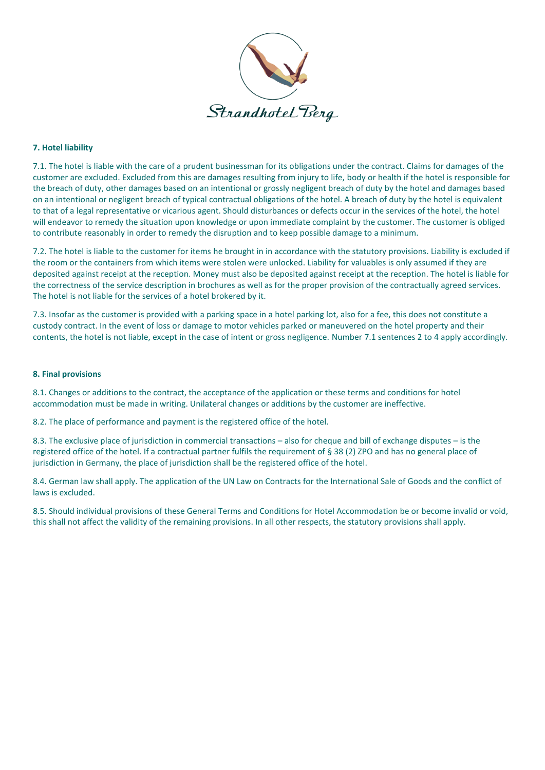### 7. Hotel liability

7.1. The hotel is liable with the care of a prudent businessman for its obligations under the contract. Claims for damages of the customer are excluded. Excluded from this are damages resulting from injury to life, body or health if the hotel is responsible for the breach of duty, other damages based on an intentional or grossly negligent breach of duty by the hotel and damages based on an intentional or negligent breach of typical contractual obligations of the hotel. A breach of duty by the hotel is equivalent to that of a legal representative or vicarious agent. Should disturbances or defects occur in the services of the hotel, the hotel will endeavor to remedy the situation upon knowledge or upon immediate complaint by the customer. The customer is obliged to contribute reasonably in order to remedy the disruption and to keep possible damage to a minimum.

7.2. The hotel is liable to the customer for items he brought in in accordance with the statutory provisions. Liability is excluded if the room or the containers from which items were stolen were unlocked. Liability for valuables is only assumed if they are deposited against receipt at the reception. Money must also be deposited against receipt at the reception. The hotel is liable for the correctness of the service description in brochures as well as for the proper provision of the contractually agreed services. The hotel is not liable for the services of a hotel brokered by it.

7.3. Insofar as the customer is provided with a parking space in a hotel parking lot, also for a fee, this does not constitute a custody contract. In the event of loss or damage to motor vehicles parked or maneuvered on the hotel property and their contents, the hotel is not liable, except in the case of intent or gross negligence. Number 7.1 sentences 2 to 4 apply accordingly.

### 8. Final provisions

8.1. Changes or additions to the contract, the acceptance of the application or these terms and conditions for hotel accommodation must be made in writing. Unilateral changes or additions by the customer are ineffective.

8.2. The place of performance and payment is the registered office of the hotel.

8.3. The exclusive place of jurisdiction in commercial transactions – also for cheque and bill of exchange disputes – is the registered office of the hotel. If a contractual partner fulfils the requirement of § 38 (2) ZPO and has no general place of jurisdiction in Germany, the place of jurisdiction shall be the registered office of the hotel.

8.4. German law shall apply. The application of the UN Law on Contracts for the International Sale of Goods and the conflict of laws is excluded.

8.5. Should individual provisions of these General Terms and Conditions for Hotel Accommodation be or become invalid or void, this shall not affect the validity of the remaining provisions. In all other respects, the statutory provisions shall apply.